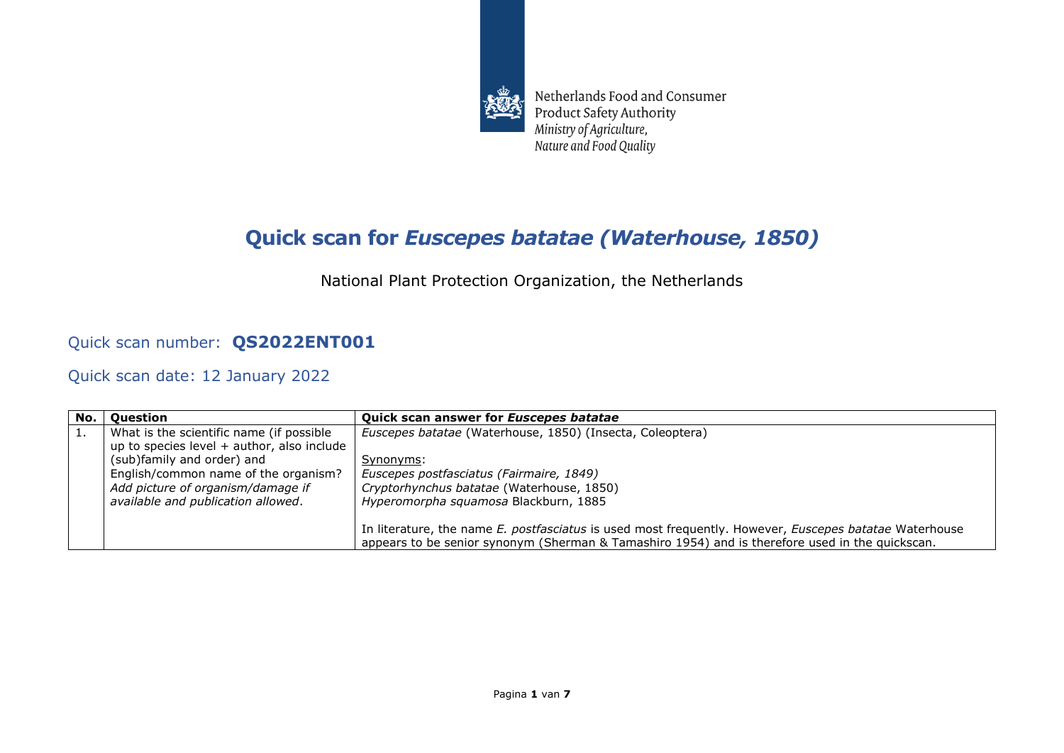Netherlands Food and Consumer Product Safety Authority
*Ministry of Agriculture, Nature and Food Quality*

# Quick scan for *Euscepes batatae (Waterhouse, 1850)*

National Plant Protection Organization, the Netherlands

## Quick scan number: **QS2022ENT001**

## Quick scan date: 12 January 2022

| No. | Question | Quick scan answer for *Euscepes batatae* |
|---|---|---|
| 1. | What is the scientific name (if possible up to species level + author, also include (sub)family and order) and English/common name of the organism? *Add picture of organism/damage if available and publication allowed*. | *Euscepes batatae* (Waterhouse, 1850) (Insecta, Coleoptera)<br><br><u>Synonyms</u>:<br>*Euscepes postfasciatus (Fairmaire, 1849)*<br>*Cryptorhynchus batatae* (Waterhouse, 1850)<br>*Hyperomorpha squamosa* Blackburn, 1885<br><br>In literature, the name *E. postfasciatus* is used most frequently. However, *Euscepes batatae* Waterhouse appears to be senior synonym (Sherman & Tamashiro 1954) and is therefore used in the quickscan. |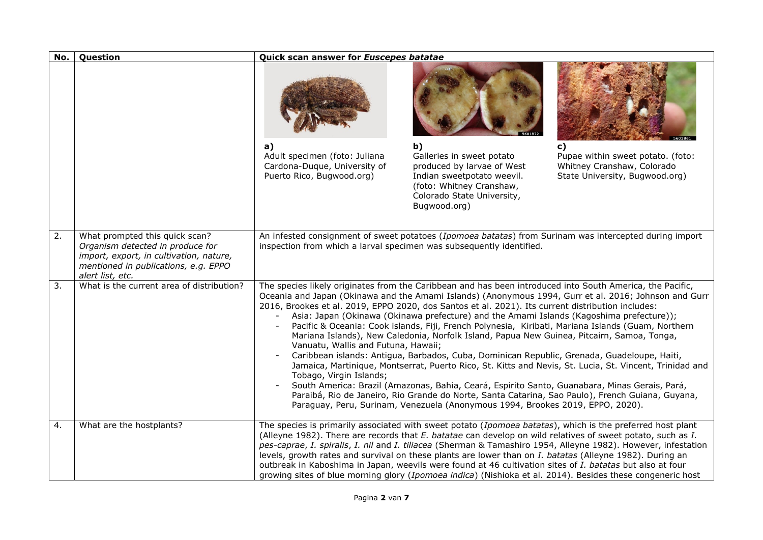| No. | Question | Quick scan answer for *Euscepes batatae* |
|---|---|---|
| | | **a)** Adult specimen (foto: Juliana Cardona-Duque, University of Puerto Rico, Bugwood.org) **b)** Galleries in sweet potato produced by larvae of West Indian sweetpotato weevil. (foto: Whitney Cranshaw, Colorado State University, Bugwood.org) **c)** Pupae within sweet potato. (foto: Whitney Cranshaw, Colorado State University, Bugwood.org) |
| 2. | What prompted this quick scan? *Organism detected in produce for import, export, in cultivation, nature, mentioned in publications, e.g. EPPO alert list, etc.* | An infested consignment of sweet potatoes (*Ipomoea batatas*) from Surinam was intercepted during import inspection from which a larval specimen was subsequently identified. |
| 3. | What is the current area of distribution? | The species likely originates from the Caribbean and has been introduced into South America, the Pacific, Oceania and Japan (Okinawa and the Amami Islands) (Anonymous 1994, Gurr et al. 2016; Johnson and Gurr 2016, Brookes et al. 2019, EPPO 2020, dos Santos et al. 2021). Its current distribution includes:<br>- Asia: Japan (Okinawa (Okinawa prefecture) and the Amami Islands (Kagoshima prefecture));<br>- Pacific & Oceania: Cook islands, Fiji, French Polynesia, Kiribati, Mariana Islands (Guam, Northern Mariana Islands), New Caledonia, Norfolk Island, Papua New Guinea, Pitcairn, Samoa, Tonga, Vanuatu, Wallis and Futuna, Hawaii;<br>- Caribbean islands: Antigua, Barbados, Cuba, Dominican Republic, Grenada, Guadeloupe, Haiti, Jamaica, Martinique, Montserrat, Puerto Rico, St. Kitts and Nevis, St. Lucia, St. Vincent, Trinidad and Tobago, Virgin Islands;<br>- South America: Brazil (Amazonas, Bahia, Ceará, Espirito Santo, Guanabara, Minas Gerais, Pará, Paraibá, Rio de Janeiro, Rio Grande do Norte, Santa Catarina, Sao Paulo), French Guiana, Guyana, Paraguay, Peru, Surinam, Venezuela (Anonymous 1994, Brookes 2019, EPPO, 2020). |
| 4. | What are the hostplants? | The species is primarily associated with sweet potato (*Ipomoea batatas*), which is the preferred host plant (Alleyne 1982). There are records that *E. batatae* can develop on wild relatives of sweet potato, such as *I. pes-caprae*, *I. spiralis*, *I. nil* and *I. tiliacea* (Sherman & Tamashiro 1954, Alleyne 1982). However, infestation levels, growth rates and survival on these plants are lower than on *I. batatas* (Alleyne 1982). During an outbreak in Kaboshima in Japan, weevils were found at 46 cultivation sites of *I. batatas* but also at four growing sites of blue morning glory (*Ipomoea indica*) (Nishioka et al. 2014). Besides these congeneric host |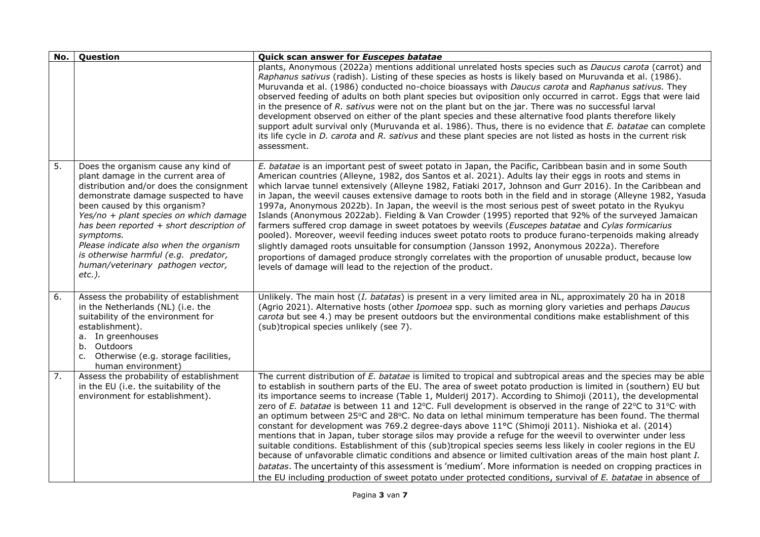| No. | Question | Quick scan answer for *Euscepes batatae* |
|---|---|---|
| | | plants, Anonymous (2022a) mentions additional unrelated hosts species such as *Daucus carota* (carrot) and *Raphanus sativus* (radish). Listing of these species as hosts is likely based on Muruvanda et al. (1986). Muruvanda et al. (1986) conducted no-choice bioassays with *Daucus carota* and *Raphanus sativus.* They observed feeding of adults on both plant species but oviposition only occurred in carrot. Eggs that were laid in the presence of *R. sativus* were not on the plant but on the jar. There was no successful larval development observed on either of the plant species and these alternative food plants therefore likely support adult survival only (Muruvanda et al. 1986). Thus, there is no evidence that *E. batatae* can complete its life cycle in *D. carota* and *R. sativus* and these plant species are not listed as hosts in the current risk assessment. |
| 5. | Does the organism cause any kind of plant damage in the current area of distribution and/or does the consignment demonstrate damage suspected to have been caused by this organism?<br>*Yes/no + plant species on which damage has been reported + short description of symptoms.*<br>*Please indicate also when the organism is otherwise harmful (e.g. predator, human/veterinary pathogen vector, etc.).* | *E. batatae* is an important pest of sweet potato in Japan, the Pacific, Caribbean basin and in some South American countries (Alleyne, 1982, dos Santos et al. 2021). Adults lay their eggs in roots and stems in which larvae tunnel extensively (Alleyne 1982, Fatiaki 2017, Johnson and Gurr 2016). In the Caribbean and in Japan, the weevil causes extensive damage to roots both in the field and in storage (Alleyne 1982, Yasuda 1997a, Anonymous 2022b). In Japan, the weevil is the most serious pest of sweet potato in the Ryukyu Islands (Anonymous 2022ab). Fielding & Van Crowder (1995) reported that 92% of the surveyed Jamaican farmers suffered crop damage in sweet potatoes by weevils (*Euscepes batatae* and *Cylas formicarius* pooled). Moreover, weevil feeding induces sweet potato roots to produce furano-terpenoids making already slightly damaged roots unsuitable for consumption (Jansson 1992, Anonymous 2022a). Therefore proportions of damaged produce strongly correlates with the proportion of unusable product, because low levels of damage will lead to the rejection of the product. |
| 6. | Assess the probability of establishment in the Netherlands (NL) (i.e. the suitability of the environment for establishment).<br>a. In greenhouses<br>b. Outdoors<br>c. Otherwise (e.g. storage facilities, human environment) | Unlikely. The main host (*I. batatas*) is present in a very limited area in NL, approximately 20 ha in 2018 (Agrio 2021). Alternative hosts (other *Ipomoea* spp. such as morning glory varieties and perhaps *Daucus carota* but see 4.) may be present outdoors but the environmental conditions make establishment of this (sub)tropical species unlikely (see 7). |
| 7. | Assess the probability of establishment in the EU (i.e. the suitability of the environment for establishment). | The current distribution of *E. batatae* is limited to tropical and subtropical areas and the species may be able to establish in southern parts of the EU. The area of sweet potato production is limited in (southern) EU but its importance seems to increase (Table 1, Mulderij 2017). According to Shimoji (2011), the developmental zero of *E. batatae* is between 11 and 12°C. Full development is observed in the range of 22°C to 31°C with an optimum between 25°C and 28°C. No data on lethal minimum temperature has been found. The thermal constant for development was 769.2 degree-days above 11°C (Shimoji 2011). Nishioka et al. (2014) mentions that in Japan, tuber storage silos may provide a refuge for the weevil to overwinter under less suitable conditions. Establishment of this (sub)tropical species seems less likely in cooler regions in the EU because of unfavorable climatic conditions and absence or limited cultivation areas of the main host plant *I. batatas*. The uncertainty of this assessment is 'medium'. More information is needed on cropping practices in the EU including production of sweet potato under protected conditions, survival of *E. batatae* in absence of |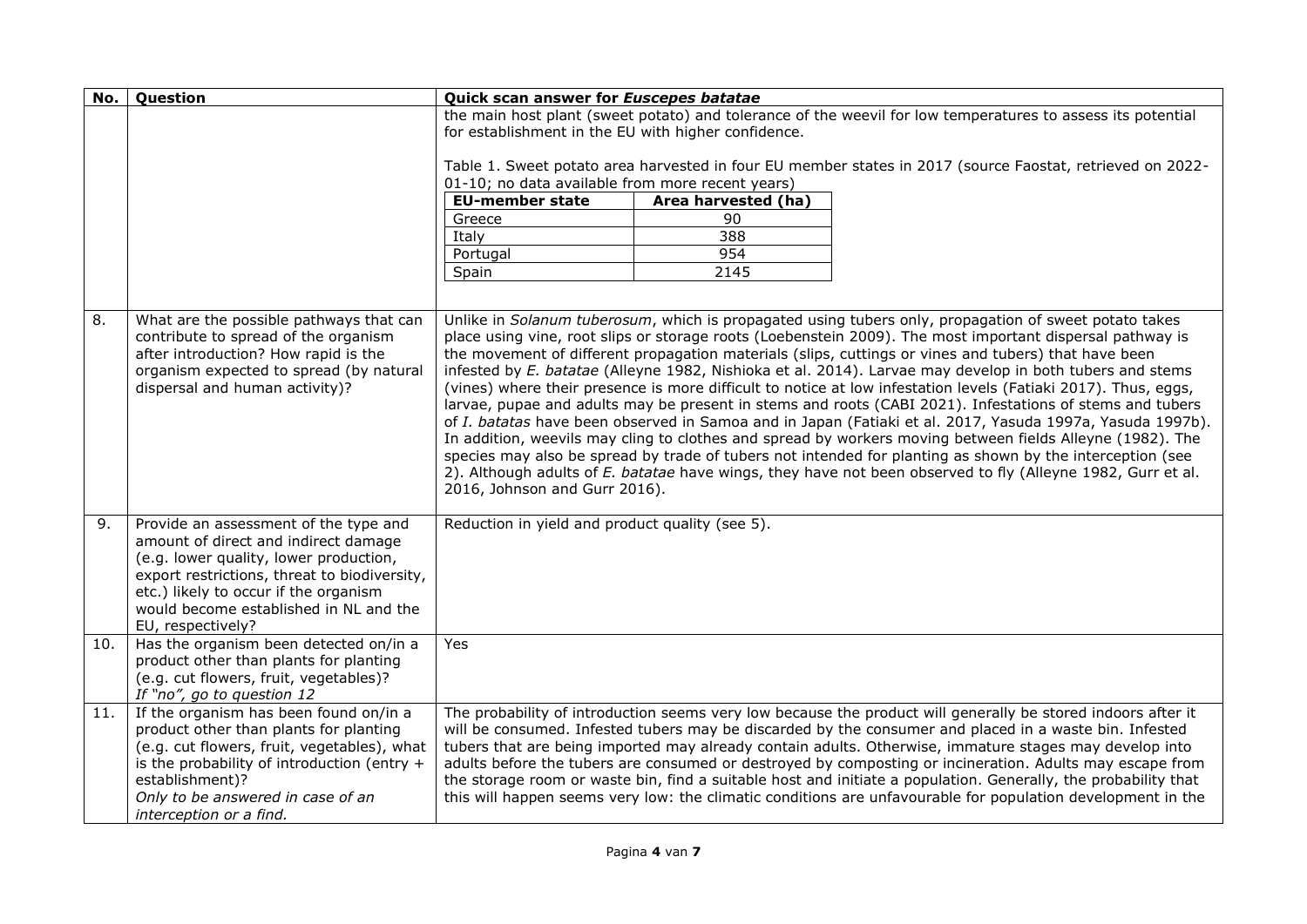| No. | Question | Quick scan answer for *Euscepes batatae* |
|---|---|---|
| | | the main host plant (sweet potato) and tolerance of the weevil for low temperatures to assess its potential for establishment in the EU with higher confidence.<br><br>Table 1. Sweet potato area harvested in four EU member states in 2017 (source Faostat, retrieved on 2022-01-10; no data available from more recent years)<br><br>**EU-member state** / **Area harvested (ha)**<br>Greece: 90<br>Italy: 388<br>Portugal: 954<br>Spain: 2145 |
| 8. | What are the possible pathways that can contribute to spread of the organism after introduction? How rapid is the organism expected to spread (by natural dispersal and human activity)? | Unlike in *Solanum tuberosum*, which is propagated using tubers only, propagation of sweet potato takes place using vine, root slips or storage roots (Loebenstein 2009). The most important dispersal pathway is the movement of different propagation materials (slips, cuttings or vines and tubers) that have been infested by *E. batatae* (Alleyne 1982, Nishioka et al. 2014). Larvae may develop in both tubers and stems (vines) where their presence is more difficult to notice at low infestation levels (Fatiaki 2017). Thus, eggs, larvae, pupae and adults may be present in stems and roots (CABI 2021). Infestations of stems and tubers of *I. batatas* have been observed in Samoa and in Japan (Fatiaki et al. 2017, Yasuda 1997a, Yasuda 1997b). In addition, weevils may cling to clothes and spread by workers moving between fields Alleyne (1982). The species may also be spread by trade of tubers not intended for planting as shown by the interception (see 2). Although adults of *E. batatae* have wings, they have not been observed to fly (Alleyne 1982, Gurr et al. 2016, Johnson and Gurr 2016). |
| 9. | Provide an assessment of the type and amount of direct and indirect damage (e.g. lower quality, lower production, export restrictions, threat to biodiversity, etc.) likely to occur if the organism would become established in NL and the EU, respectively? | Reduction in yield and product quality (see 5). |
| 10. | Has the organism been detected on/in a product other than plants for planting (e.g. cut flowers, fruit, vegetables)?<br>*If "no", go to question 12* | Yes |
| 11. | If the organism has been found on/in a product other than plants for planting (e.g. cut flowers, fruit, vegetables), what is the probability of introduction (entry + establishment)?<br>*Only to be answered in case of an interception or a find.* | The probability of introduction seems very low because the product will generally be stored indoors after it will be consumed. Infested tubers may be discarded by the consumer and placed in a waste bin. Infested tubers that are being imported may already contain adults. Otherwise, immature stages may develop into adults before the tubers are consumed or destroyed by composting or incineration. Adults may escape from the storage room or waste bin, find a suitable host and initiate a population. Generally, the probability that this will happen seems very low: the climatic conditions are unfavourable for population development in the |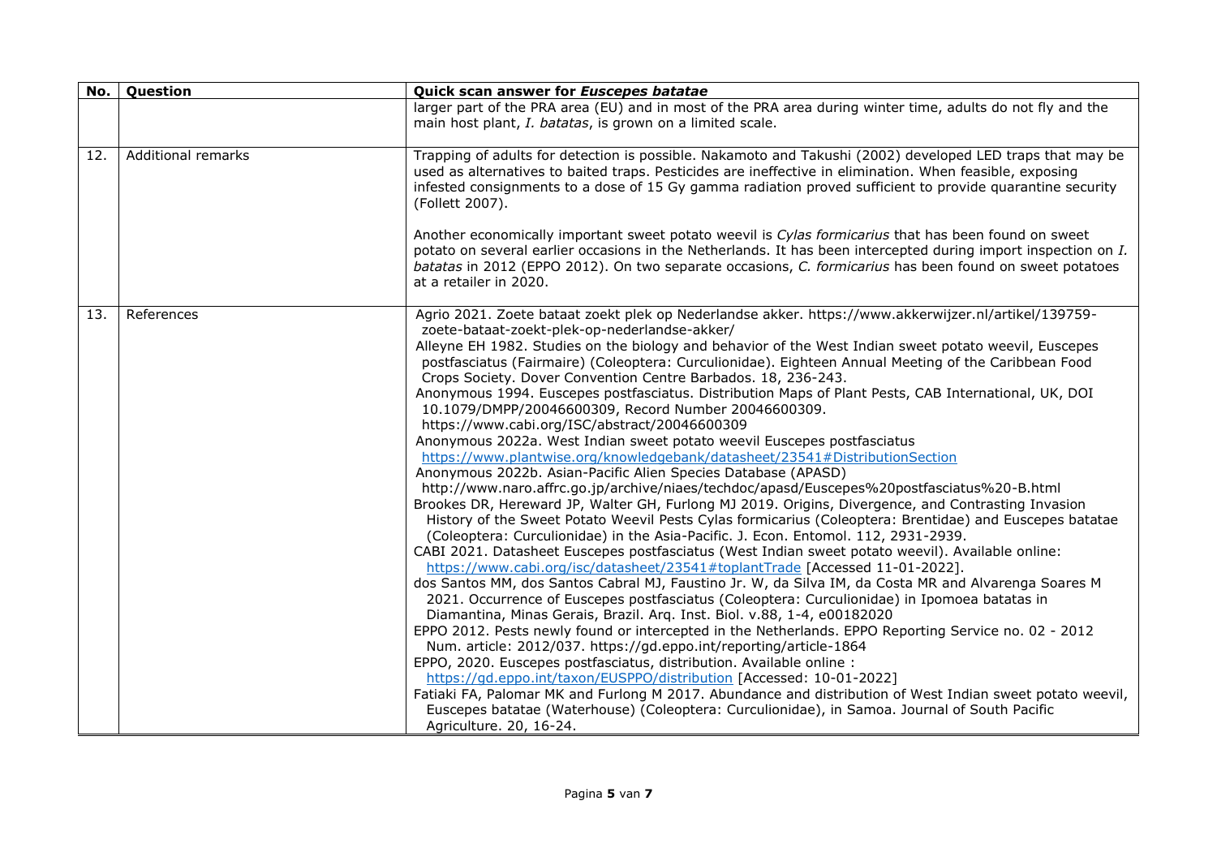| No. | Question | Quick scan answer for *Euscepes batatae* |
|---|---|---|
| | | larger part of the PRA area (EU) and in most of the PRA area during winter time, adults do not fly and the main host plant, *I. batatas*, is grown on a limited scale. |
| 12. | Additional remarks | Trapping of adults for detection is possible. Nakamoto and Takushi (2002) developed LED traps that may be used as alternatives to baited traps. Pesticides are ineffective in elimination. When feasible, exposing infested consignments to a dose of 15 Gy gamma radiation proved sufficient to provide quarantine security (Follett 2007).<br><br>Another economically important sweet potato weevil is *Cylas formicarius* that has been found on sweet potato on several earlier occasions in the Netherlands. It has been intercepted during import inspection on *I. batatas* in 2012 (EPPO 2012). On two separate occasions, *C. formicarius* has been found on sweet potatoes at a retailer in 2020. |
| 13. | References | Agrio 2021. Zoete bataat zoekt plek op Nederlandse akker. https://www.akkerwijzer.nl/artikel/139759-zoete-bataat-zoekt-plek-op-nederlandse-akker/<br>Alleyne EH 1982. Studies on the biology and behavior of the West Indian sweet potato weevil, Euscepes postfasciatus (Fairmaire) (Coleoptera: Curculionidae). Eighteen Annual Meeting of the Caribbean Food Crops Society. Dover Convention Centre Barbados. 18, 236-243.<br>Anonymous 1994. Euscepes postfasciatus. Distribution Maps of Plant Pests, CAB International, UK, DOI 10.1079/DMPP/20046600309, Record Number 20046600309. https://www.cabi.org/ISC/abstract/20046600309<br>Anonymous 2022a. West Indian sweet potato weevil Euscepes postfasciatus https://www.plantwise.org/knowledgebank/datasheet/23541#DistributionSection<br>Anonymous 2022b. Asian-Pacific Alien Species Database (APASD) http://www.naro.affrc.go.jp/archive/niaes/techdoc/apasd/Euscepes%20postfasciatus%20-B.html<br>Brookes DR, Hereward JP, Walter GH, Furlong MJ 2019. Origins, Divergence, and Contrasting Invasion History of the Sweet Potato Weevil Pests Cylas formicarius (Coleoptera: Brentidae) and Euscepes batatae (Coleoptera: Curculionidae) in the Asia-Pacific. J. Econ. Entomol. 112, 2931-2939.<br>CABI 2021. Datasheet Euscepes postfasciatus (West Indian sweet potato weevil). Available online: https://www.cabi.org/isc/datasheet/23541#toplantTrade [Accessed 11-01-2022].<br>dos Santos MM, dos Santos Cabral MJ, Faustino Jr. W, da Silva IM, da Costa MR and Alvarenga Soares M 2021. Occurrence of Euscepes postfasciatus (Coleoptera: Curculionidae) in Ipomoea batatas in Diamantina, Minas Gerais, Brazil. Arq. Inst. Biol. v.88, 1-4, e00182020<br>EPPO 2012. Pests newly found or intercepted in the Netherlands. EPPO Reporting Service no. 02 - 2012 Num. article: 2012/037. https://gd.eppo.int/reporting/article-1864<br>EPPO, 2020. Euscepes postfasciatus, distribution. Available online : https://gd.eppo.int/taxon/EUSPPO/distribution [Accessed: 10-01-2022]<br>Fatiaki FA, Palomar MK and Furlong M 2017. Abundance and distribution of West Indian sweet potato weevil, Euscepes batatae (Waterhouse) (Coleoptera: Curculionidae), in Samoa. Journal of South Pacific Agriculture. 20, 16-24. |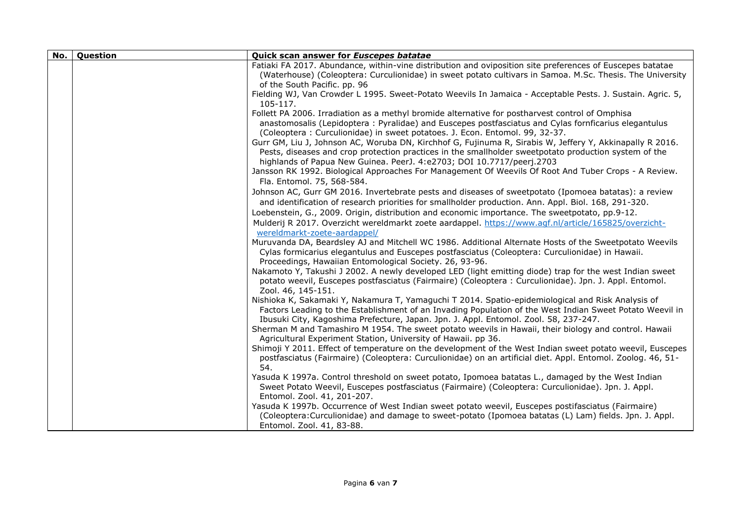| No. | Question | Quick scan answer for *Euscepes batatae* |
|---|---|---|
| | | Fatiaki FA 2017. Abundance, within-vine distribution and oviposition site preferences of Euscepes batatae (Waterhouse) (Coleoptera: Curculionidae) in sweet potato cultivars in Samoa. M.Sc. Thesis. The University of the South Pacific. pp. 96<br>Fielding WJ, Van Crowder L 1995. Sweet-Potato Weevils In Jamaica - Acceptable Pests. J. Sustain. Agric. 5, 105-117.<br>Follett PA 2006. Irradiation as a methyl bromide alternative for postharvest control of Omphisa anastomosalis (Lepidoptera : Pyralidae) and Euscepes postfasciatus and Cylas fornficarius elegantulus (Coleoptera : Curculionidae) in sweet potatoes. J. Econ. Entomol. 99, 32-37.<br>Gurr GM, Liu J, Johnson AC, Woruba DN, Kirchhof G, Fujinuma R, Sirabis W, Jeffery Y, Akkinapally R 2016. Pests, diseases and crop protection practices in the smallholder sweetpotato production system of the highlands of Papua New Guinea. PeerJ. 4:e2703; DOI 10.7717/peerj.2703<br>Jansson RK 1992. Biological Approaches For Management Of Weevils Of Root And Tuber Crops - A Review. Fla. Entomol. 75, 568-584.<br>Johnson AC, Gurr GM 2016. Invertebrate pests and diseases of sweetpotato (Ipomoea batatas): a review and identification of research priorities for smallholder production. Ann. Appl. Biol. 168, 291-320.<br>Loebenstein, G., 2009. Origin, distribution and economic importance. The sweetpotato, pp.9-12.<br>Mulderij R 2017. Overzicht wereldmarkt zoete aardappel. https://www.agf.nl/article/165825/overzicht-wereldmarkt-zoete-aardappel/<br>Muruvanda DA, Beardsley AJ and Mitchell WC 1986. Additional Alternate Hosts of the Sweetpotato Weevils Cylas formicarius elegantulus and Euscepes postfasciatus (Coleoptera: Curculionidae) in Hawaii. Proceedings, Hawaiian Entomological Society. 26, 93-96.<br>Nakamoto Y, Takushi J 2002. A newly developed LED (light emitting diode) trap for the west Indian sweet potato weevil, Euscepes postfasciatus (Fairmaire) (Coleoptera : Curculionidae). Jpn. J. Appl. Entomol. Zool. 46, 145-151.<br>Nishioka K, Sakamaki Y, Nakamura T, Yamaguchi T 2014. Spatio-epidemiological and Risk Analysis of Factors Leading to the Establishment of an Invading Population of the West Indian Sweet Potato Weevil in Ibusuki City, Kagoshima Prefecture, Japan. Jpn. J. Appl. Entomol. Zool. 58, 237-247.<br>Sherman M and Tamashiro M 1954. The sweet potato weevils in Hawaii, their biology and control. Hawaii Agricultural Experiment Station, University of Hawaii. pp 36.<br>Shimoji Y 2011. Effect of temperature on the development of the West Indian sweet potato weevil, Euscepes postfasciatus (Fairmaire) (Coleoptera: Curculionidae) on an artificial diet. Appl. Entomol. Zoolog. 46, 51-54.<br>Yasuda K 1997a. Control threshold on sweet potato, Ipomoea batatas L., damaged by the West Indian Sweet Potato Weevil, Euscepes postfasciatus (Fairmaire) (Coleoptera: Curculionidae). Jpn. J. Appl. Entomol. Zool. 41, 201-207.<br>Yasuda K 1997b. Occurrence of West Indian sweet potato weevil, Euscepes postifasciatus (Fairmaire) (Coleoptera:Curculionidae) and damage to sweet-potato (Ipomoea batatas (L) Lam) fields. Jpn. J. Appl. Entomol. Zool. 41, 83-88. |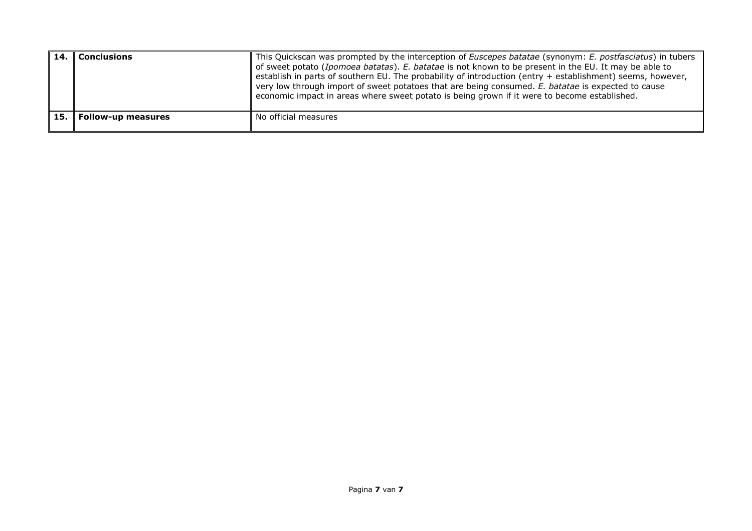| | | |
|---|---|---|
| **14.** | **Conclusions** | This Quickscan was prompted by the interception of *Euscepes batatae* (synonym: *E. postfasciatus*) in tubers of sweet potato (*Ipomoea batatas*). *E. batatae* is not known to be present in the EU. It may be able to establish in parts of southern EU. The probability of introduction (entry + establishment) seems, however, very low through import of sweet potatoes that are being consumed. *E. batatae* is expected to cause economic impact in areas where sweet potato is being grown if it were to become established. |
| **15.** | **Follow-up measures** | No official measures |